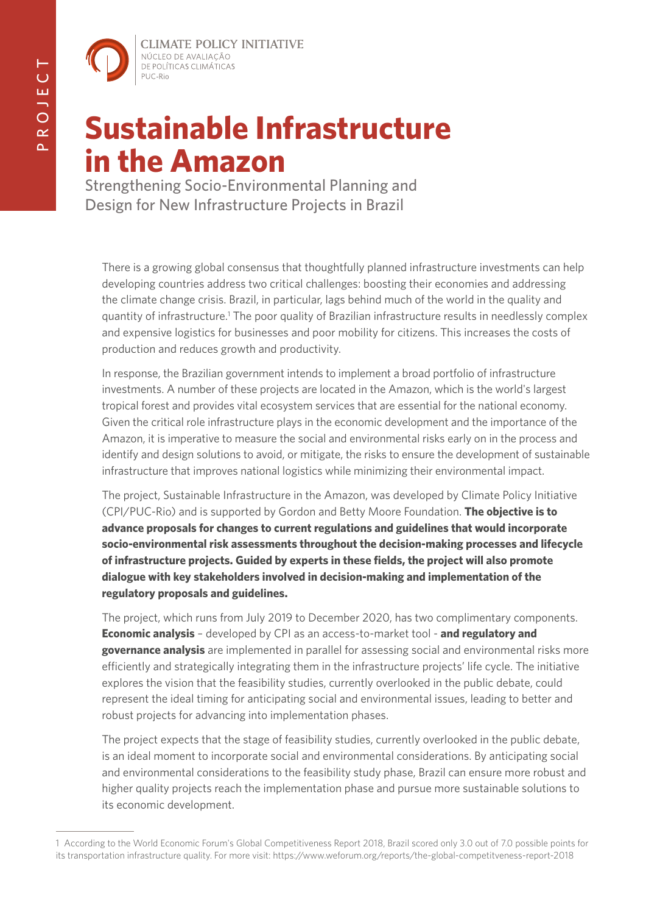PROJECT

CLIMATE POLICY INITIATIVE
NÚCLEO DE AVALIAÇÃO
DE POLÍTICAS CLIMÁTICAS
PUC-Rio

# Sustainable Infrastructure in the Amazon

## Strengthening Socio-Environmental Planning and Design for New Infrastructure Projects in Brazil

There is a growing global consensus that thoughtfully planned infrastructure investments can help developing countries address two critical challenges: boosting their economies and addressing the climate change crisis. Brazil, in particular, lags behind much of the world in the quality and quantity of infrastructure.[1] The poor quality of Brazilian infrastructure results in needlessly complex and expensive logistics for businesses and poor mobility for citizens. This increases the costs of production and reduces growth and productivity.

In response, the Brazilian government intends to implement a broad portfolio of infrastructure investments. A number of these projects are located in the Amazon, which is the world's largest tropical forest and provides vital ecosystem services that are essential for the national economy. Given the critical role infrastructure plays in the economic development and the importance of the Amazon, it is imperative to measure the social and environmental risks early on in the process and identify and design solutions to avoid, or mitigate, the risks to ensure the development of sustainable infrastructure that improves national logistics while minimizing their environmental impact.

The project, Sustainable Infrastructure in the Amazon, was developed by Climate Policy Initiative (CPI/PUC-Rio) and is supported by Gordon and Betty Moore Foundation. **The objective is to advance proposals for changes to current regulations and guidelines that would incorporate socio-environmental risk assessments throughout the decision-making processes and lifecycle of infrastructure projects. Guided by experts in these fields, the project will also promote dialogue with key stakeholders involved in decision-making and implementation of the regulatory proposals and guidelines.**

The project, which runs from July 2019 to December 2020, has two complimentary components. **Economic analysis** – developed by CPI as an access-to-market tool - **and regulatory and governance analysis** are implemented in parallel for assessing social and environmental risks more efficiently and strategically integrating them in the infrastructure projects' life cycle. The initiative explores the vision that the feasibility studies, currently overlooked in the public debate, could represent the ideal timing for anticipating social and environmental issues, leading to better and robust projects for advancing into implementation phases.

The project expects that the stage of feasibility studies, currently overlooked in the public debate, is an ideal moment to incorporate social and environmental considerations. By anticipating social and environmental considerations to the feasibility study phase, Brazil can ensure more robust and higher quality projects reach the implementation phase and pursue more sustainable solutions to its economic development.

---

[1] According to the World Economic Forum's Global Competitiveness Report 2018, Brazil scored only 3.0 out of 7.0 possible points for its transportation infrastructure quality. For more visit: https://www.weforum.org/reports/the-global-competitveness-report-2018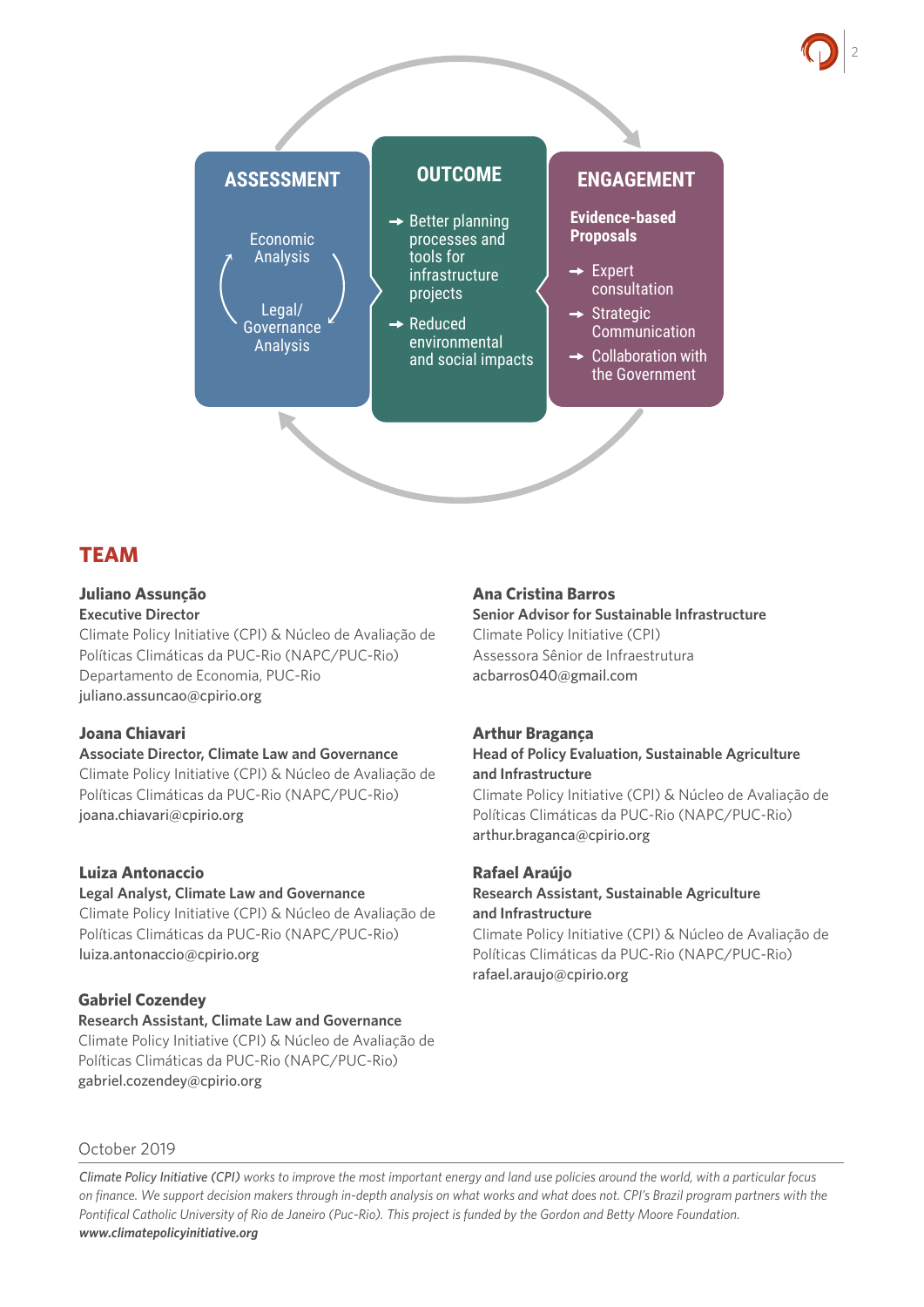ASSESSMENT

Economic Analysis

Legal/ Governance Analysis

OUTCOME

→ Better planning processes and tools for infrastructure projects

→ Reduced environmental and social impacts

ENGAGEMENT

Evidence-based Proposals

→ Expert consultation

→ Strategic Communication

→ Collaboration with the Government

## TEAM

**Juliano Assunção**
**Executive Director**
Climate Policy Initiative (CPI) & Núcleo de Avaliação de Políticas Climáticas da PUC-Rio (NAPC/PUC-Rio)
Departamento de Economia, PUC-Rio
juliano.assuncao@cpirio.org

**Joana Chiavari**
**Associate Director, Climate Law and Governance**
Climate Policy Initiative (CPI) & Núcleo de Avaliação de Políticas Climáticas da PUC-Rio (NAPC/PUC-Rio)
joana.chiavari@cpirio.org

**Luiza Antonaccio**
**Legal Analyst, Climate Law and Governance**
Climate Policy Initiative (CPI) & Núcleo de Avaliação de Políticas Climáticas da PUC-Rio (NAPC/PUC-Rio)
luiza.antonaccio@cpirio.org

**Gabriel Cozendey**
**Research Assistant, Climate Law and Governance**
Climate Policy Initiative (CPI) & Núcleo de Avaliação de Políticas Climáticas da PUC-Rio (NAPC/PUC-Rio)
gabriel.cozendey@cpirio.org

**Ana Cristina Barros**
**Senior Advisor for Sustainable Infrastructure**
Climate Policy Initiative (CPI)
Assessora Sênior de Infraestrutura
acbarros040@gmail.com

**Arthur Bragança**
**Head of Policy Evaluation, Sustainable Agriculture and Infrastructure**
Climate Policy Initiative (CPI) & Núcleo de Avaliação de Políticas Climáticas da PUC-Rio (NAPC/PUC-Rio)
arthur.braganca@cpirio.org

**Rafael Araújo**
**Research Assistant, Sustainable Agriculture and Infrastructure**
Climate Policy Initiative (CPI) & Núcleo de Avaliação de Políticas Climáticas da PUC-Rio (NAPC/PUC-Rio)
rafael.araujo@cpirio.org

October 2019

*Climate Policy Initiative (CPI) works to improve the most important energy and land use policies around the world, with a particular focus on finance. We support decision makers through in-depth analysis on what works and what does not. CPI's Brazil program partners with the Pontifical Catholic University of Rio de Janeiro (Puc-Rio). This project is funded by the Gordon and Betty Moore Foundation.*
***www.climatepolicyinitiative.org***